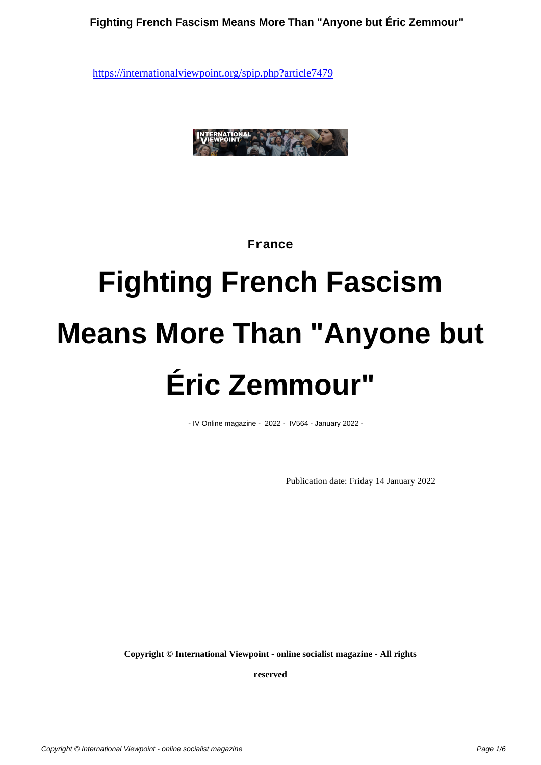https://internationalviewpoint.org/spip.php?article7479

France

# Fighting French Fascism Means More Than "Anyone but Éric Zemmour"

- IV Online magazine - 2022 - IV564 - January 2022 -

Publication date: Friday 14 January 2022

**Copyright © International Viewpoint - online socialist magazine - All rights reserved**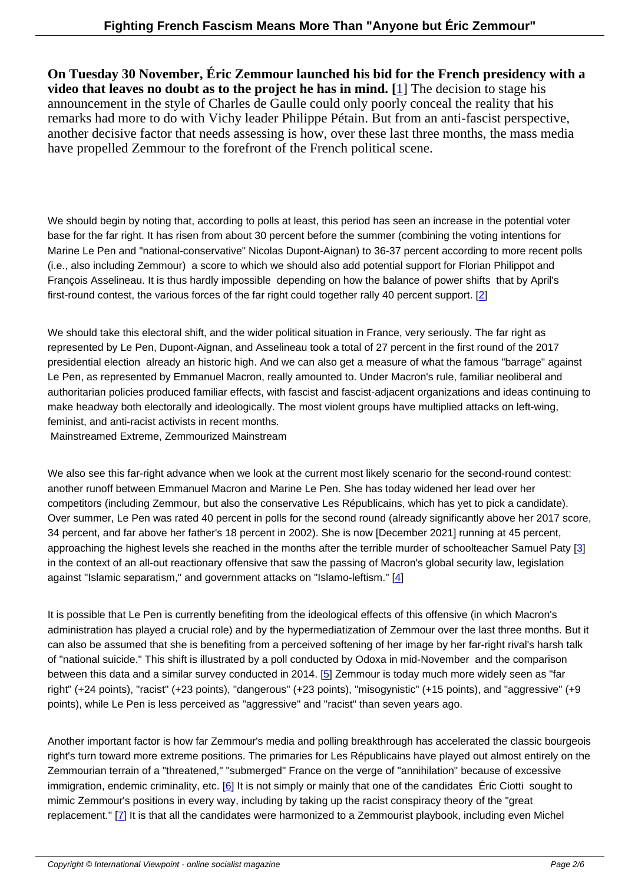**On Tuesday 30 November, Éric Zemmour launched his bid for the French presidency with a video that leaves no doubt as to the project he has in mind. [1]** The decision to stage his announcement in the style of Charles de Gaulle could only poorly conceal the reality that his remarks had more to do with Vichy leader Philippe Pétain. But from an anti-fascist perspective, another decisive factor that needs assessing is how, over these last three months, the mass media have propelled Zemmour to the forefront of the French political scene.

We should begin by noting that, according to polls at least, this period has seen an increase in the potential voter base for the far right. It has risen from about 30 percent before the summer (combining the voting intentions for Marine Le Pen and "national-conservative" Nicolas Dupont-Aignan) to 36-37 percent according to more recent polls (i.e., also including Zemmour) a score to which we should also add potential support for Florian Philippot and François Asselineau. It is thus hardly impossible depending on how the balance of power shifts that by April's first-round contest, the various forces of the far right could together rally 40 percent support. [2]

We should take this electoral shift, and the wider political situation in France, very seriously. The far right as represented by Le Pen, Dupont-Aignan, and Asselineau took a total of 27 percent in the first round of the 2017 presidential election already an historic high. And we can also get a measure of what the famous "barrage" against Le Pen, as represented by Emmanuel Macron, really amounted to. Under Macron's rule, familiar neoliberal and authoritarian policies produced familiar effects, with fascist and fascist-adjacent organizations and ideas continuing to make headway both electorally and ideologically. The most violent groups have multiplied attacks on left-wing, feminist, and anti-racist activists in recent months.

## Mainstreamed Extreme, Zemmourized Mainstream

We also see this far-right advance when we look at the current most likely scenario for the second-round contest: another runoff between Emmanuel Macron and Marine Le Pen. She has today widened her lead over her competitors (including Zemmour, but also the conservative Les Républicains, which has yet to pick a candidate). Over summer, Le Pen was rated 40 percent in polls for the second round (already significantly above her 2017 score, 34 percent, and far above her father's 18 percent in 2002). She is now [December 2021] running at 45 percent, approaching the highest levels she reached in the months after the terrible murder of schoolteacher Samuel Paty [3] in the context of an all-out reactionary offensive that saw the passing of Macron's global security law, legislation against "Islamic separatism," and government attacks on "Islamo-leftism." [4]

It is possible that Le Pen is currently benefiting from the ideological effects of this offensive (in which Macron's administration has played a crucial role) and by the hypermediatization of Zemmour over the last three months. But it can also be assumed that she is benefiting from a perceived softening of her image by her far-right rival's harsh talk of "national suicide." This shift is illustrated by a poll conducted by Odoxa in mid-November and the comparison between this data and a similar survey conducted in 2014. [5] Zemmour is today much more widely seen as "far right" (+24 points), "racist" (+23 points), "dangerous" (+23 points), "misogynistic" (+15 points), and "aggressive" (+9 points), while Le Pen is less perceived as "aggressive" and "racist" than seven years ago.

Another important factor is how far Zemmour's media and polling breakthrough has accelerated the classic bourgeois right's turn toward more extreme positions. The primaries for Les Républicains have played out almost entirely on the Zemmourian terrain of a "threatened," "submerged" France on the verge of "annihilation" because of excessive immigration, endemic criminality, etc. [6] It is not simply or mainly that one of the candidates Éric Ciotti sought to mimic Zemmour's positions in every way, including by taking up the racist conspiracy theory of the "great replacement." [7] It is that all the candidates were harmonized to a Zemmourist playbook, including even Michel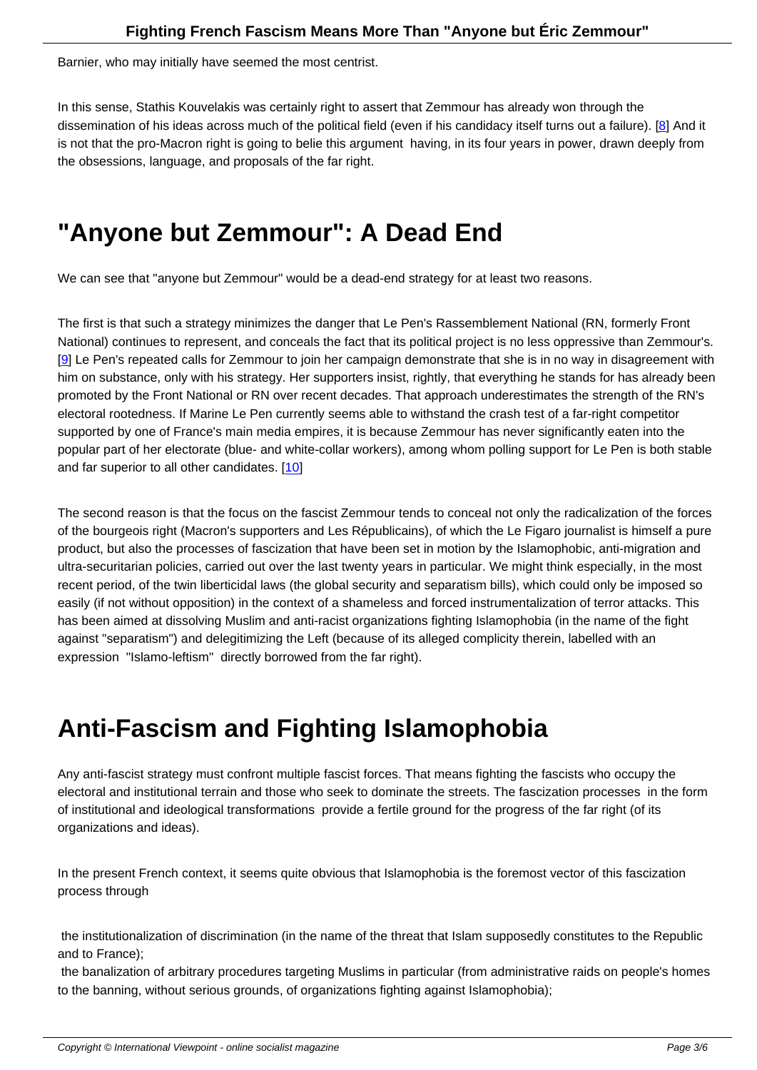Barnier, who may initially have seemed the most centrist.

In this sense, Stathis Kouvelakis was certainly right to assert that Zemmour has already won through the dissemination of his ideas across much of the political field (even if his candidacy itself turns out a failure). [8] And it is not that the pro-Macron right is going to belie this argument having, in its four years in power, drawn deeply from the obsessions, language, and proposals of the far right.

# "Anyone but Zemmour": A Dead End

We can see that "anyone but Zemmour" would be a dead-end strategy for at least two reasons.

The first is that such a strategy minimizes the danger that Le Pen's Rassemblement National (RN, formerly Front National) continues to represent, and conceals the fact that its political project is no less oppressive than Zemmour's. [9] Le Pen's repeated calls for Zemmour to join her campaign demonstrate that she is in no way in disagreement with him on substance, only with his strategy. Her supporters insist, rightly, that everything he stands for has already been promoted by the Front National or RN over recent decades. That approach underestimates the strength of the RN's electoral rootedness. If Marine Le Pen currently seems able to withstand the crash test of a far-right competitor supported by one of France's main media empires, it is because Zemmour has never significantly eaten into the popular part of her electorate (blue- and white-collar workers), among whom polling support for Le Pen is both stable and far superior to all other candidates. [10]

The second reason is that the focus on the fascist Zemmour tends to conceal not only the radicalization of the forces of the bourgeois right (Macron's supporters and Les Républicains), of which the Le Figaro journalist is himself a pure product, but also the processes of fascization that have been set in motion by the Islamophobic, anti-migration and ultra-securitarian policies, carried out over the last twenty years in particular. We might think especially, in the most recent period, of the twin liberticidal laws (the global security and separatism bills), which could only be imposed so easily (if not without opposition) in the context of a shameless and forced instrumentalization of terror attacks. This has been aimed at dissolving Muslim and anti-racist organizations fighting Islamophobia (in the name of the fight against "separatism") and delegitimizing the Left (because of its alleged complicity therein, labelled with an expression "Islamo-leftism" directly borrowed from the far right).

# Anti-Fascism and Fighting Islamophobia

Any anti-fascist strategy must confront multiple fascist forces. That means fighting the fascists who occupy the electoral and institutional terrain and those who seek to dominate the streets. The fascization processes in the form of institutional and ideological transformations provide a fertile ground for the progress of the far right (of its organizations and ideas).

In the present French context, it seems quite obvious that Islamophobia is the foremost vector of this fascization process through

- the institutionalization of discrimination (in the name of the threat that Islam supposedly constitutes to the Republic and to France);
- the banalization of arbitrary procedures targeting Muslims in particular (from administrative raids on people's homes to the banning, without serious grounds, of organizations fighting against Islamophobia);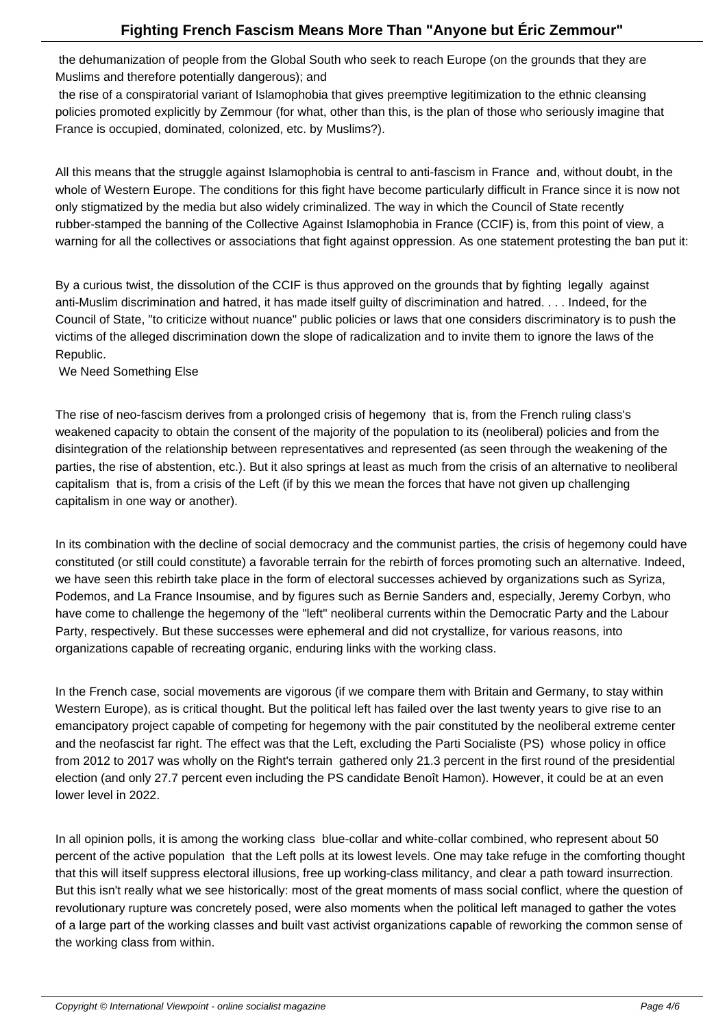- the dehumanization of people from the Global South who seek to reach Europe (on the grounds that they are Muslims and therefore potentially dangerous); and
- the rise of a conspiratorial variant of Islamophobia that gives preemptive legitimization to the ethnic cleansing policies promoted explicitly by Zemmour (for what, other than this, is the plan of those who seriously imagine that France is occupied, dominated, colonized, etc. by Muslims?).

All this means that the struggle against Islamophobia is central to anti-fascism in France and, without doubt, in the whole of Western Europe. The conditions for this fight have become particularly difficult in France since it is now not only stigmatized by the media but also widely criminalized. The way in which the Council of State recently rubber-stamped the banning of the Collective Against Islamophobia in France (CCIF) is, from this point of view, a warning for all the collectives or associations that fight against oppression. As one statement protesting the ban put it:

By a curious twist, the dissolution of the CCIF is thus approved on the grounds that by fighting legally against anti-Muslim discrimination and hatred, it has made itself guilty of discrimination and hatred. . . . Indeed, for the Council of State, "to criticize without nuance" public policies or laws that one considers discriminatory is to push the victims of the alleged discrimination down the slope of radicalization and to invite them to ignore the laws of the Republic.

## We Need Something Else

The rise of neo-fascism derives from a prolonged crisis of hegemony that is, from the French ruling class's weakened capacity to obtain the consent of the majority of the population to its (neoliberal) policies and from the disintegration of the relationship between representatives and represented (as seen through the weakening of the parties, the rise of abstention, etc.). But it also springs at least as much from the crisis of an alternative to neoliberal capitalism that is, from a crisis of the Left (if by this we mean the forces that have not given up challenging capitalism in one way or another).

In its combination with the decline of social democracy and the communist parties, the crisis of hegemony could have constituted (or still could constitute) a favorable terrain for the rebirth of forces promoting such an alternative. Indeed, we have seen this rebirth take place in the form of electoral successes achieved by organizations such as Syriza, Podemos, and La France Insoumise, and by figures such as Bernie Sanders and, especially, Jeremy Corbyn, who have come to challenge the hegemony of the "left" neoliberal currents within the Democratic Party and the Labour Party, respectively. But these successes were ephemeral and did not crystallize, for various reasons, into organizations capable of recreating organic, enduring links with the working class.

In the French case, social movements are vigorous (if we compare them with Britain and Germany, to stay within Western Europe), as is critical thought. But the political left has failed over the last twenty years to give rise to an emancipatory project capable of competing for hegemony with the pair constituted by the neoliberal extreme center and the neofascist far right. The effect was that the Left, excluding the Parti Socialiste (PS) whose policy in office from 2012 to 2017 was wholly on the Right's terrain gathered only 21.3 percent in the first round of the presidential election (and only 27.7 percent even including the PS candidate Benoît Hamon). However, it could be at an even lower level in 2022.

In all opinion polls, it is among the working class blue-collar and white-collar combined, who represent about 50 percent of the active population that the Left polls at its lowest levels. One may take refuge in the comforting thought that this will itself suppress electoral illusions, free up working-class militancy, and clear a path toward insurrection. But this isn't really what we see historically: most of the great moments of mass social conflict, where the question of revolutionary rupture was concretely posed, were also moments when the political left managed to gather the votes of a large part of the working classes and built vast activist organizations capable of reworking the common sense of the working class from within.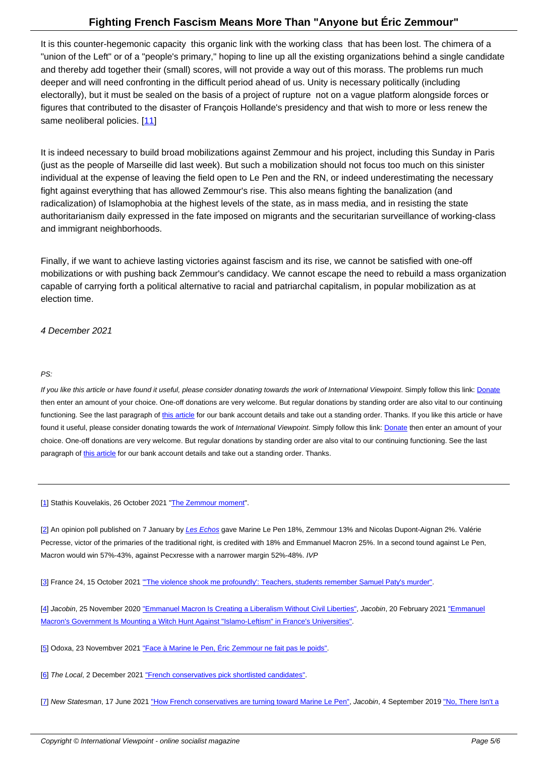It is this counter-hegemonic capacity this organic link with the working class that has been lost. The chimera of a "union of the Left" or of a "people's primary," hoping to line up all the existing organizations behind a single candidate and thereby add together their (small) scores, will not provide a way out of this morass. The problems run much deeper and will need confronting in the difficult period ahead of us. Unity is necessary politically (including electorally), but it must be sealed on the basis of a project of rupture not on a vague platform alongside forces or figures that contributed to the disaster of François Hollande's presidency and that wish to more or less renew the same neoliberal policies. [11]

It is indeed necessary to build broad mobilizations against Zemmour and his project, including this Sunday in Paris (just as the people of Marseille did last week). But such a mobilization should not focus too much on this sinister individual at the expense of leaving the field open to Le Pen and the RN, or indeed underestimating the necessary fight against everything that has allowed Zemmour's rise. This also means fighting the banalization (and radicalization) of Islamophobia at the highest levels of the state, as in mass media, and in resisting the state authoritarianism daily expressed in the fate imposed on migrants and the securitarian surveillance of working-class and immigrant neighborhoods.

Finally, if we want to achieve lasting victories against fascism and its rise, we cannot be satisfied with one-off mobilizations or with pushing back Zemmour's candidacy. We cannot escape the need to rebuild a mass organization capable of carrying forth a political alternative to racial and patriarchal capitalism, in popular mobilization as at election time.

*4 December 2021*

*PS:*

*If you like this article or have found it useful, please consider donating towards the work of International Viewpoint*. Simply follow this link: Donate then enter an amount of your choice. One-off donations are very welcome. But regular donations by standing order are also vital to our continuing functioning. See the last paragraph of this article for our bank account details and take out a standing order. Thanks. If you like this article or have found it useful, please consider donating towards the work of *International Viewpoint*. Simply follow this link: Donate then enter an amount of your choice. One-off donations are very welcome. But regular donations by standing order are also vital to our continuing functioning. See the last paragraph of this article for our bank account details and take out a standing order. Thanks.

---

[1] Stathis Kouvelakis, 26 October 2021 "The Zemmour moment".

[2] An opinion poll published on 7 January by *Les Echos* gave Marine Le Pen 18%, Zemmour 13% and Nicolas Dupont-Aignan 2%. Valérie Pecresse, victor of the primaries of the traditional right, is credited with 18% and Emmanuel Macron 25%. In a second tound against Le Pen, Macron would win 57%-43%, against Pecxresse with a narrower margin 52%-48%. *IVP*

[3] France 24, 15 October 2021 "'The violence shook me profoundly': Teachers, students remember Samuel Paty's murder".

[4] *Jacobin*, 25 November 2020 "Emmanuel Macron Is Creating a Liberalism Without Civil Liberties", *Jacobin*, 20 February 2021 "Emmanuel Macron's Government Is Mounting a Witch Hunt Against "Islamo-Leftism" in France's Universities".

[5] Odoxa, 23 Novembver 2021 "Face à Marine le Pen, Éric Zemmour ne fait pas le poids".

[6] *The Local*, 2 December 2021 "French conservatives pick shortlisted candidates".

[7] *New Statesman*, 17 June 2021 "How French conservatives are turning toward Marine Le Pen", *Jacobin*, 4 September 2019 "No, There Isn't a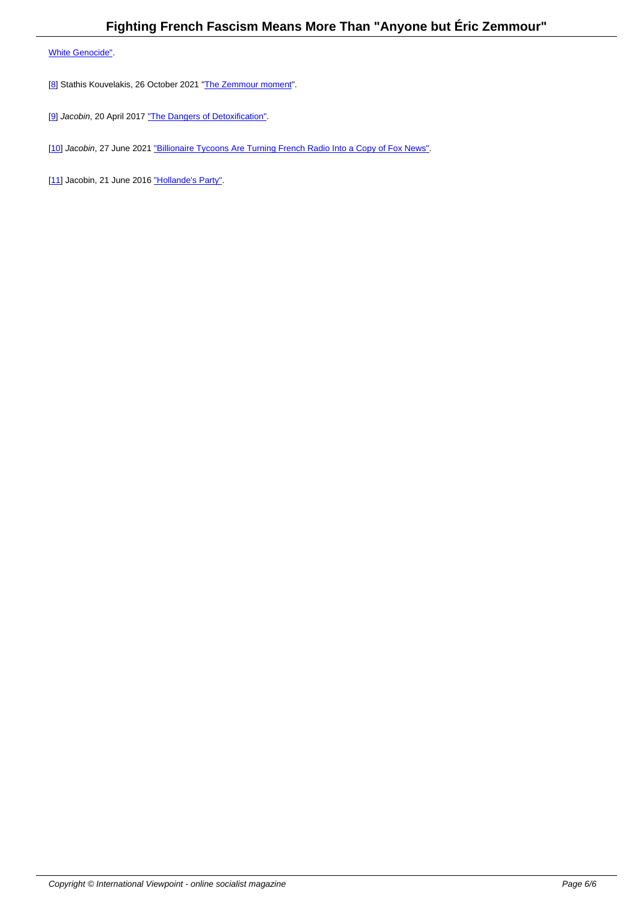White Genocide".

[8] Stathis Kouvelakis, 26 October 2021 "The Zemmour moment".

[9] *Jacobin*, 20 April 2017 "The Dangers of Detoxification".

[10] *Jacobin*, 27 June 2021 "Billionaire Tycoons Are Turning French Radio Into a Copy of Fox News".

[11] Jacobin, 21 June 2016 "Hollande's Party".